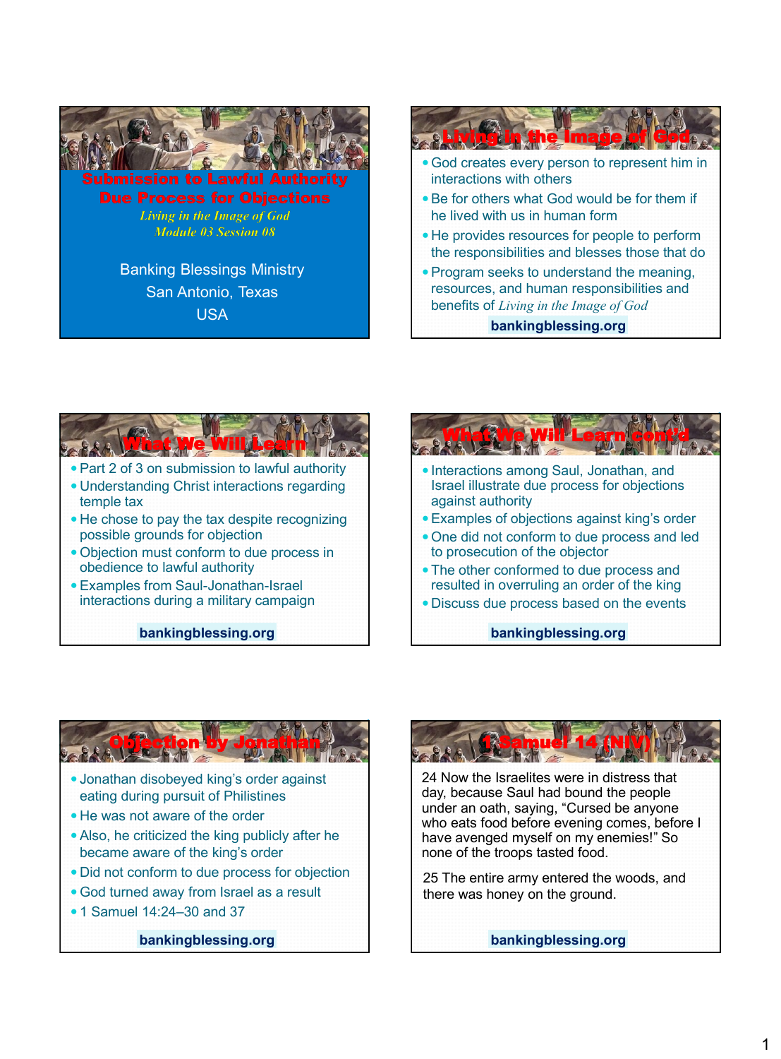# Submission to Lawful Authority
## Due Process for Objections

*Living in the Image of God*
*Module 03 Session 08*

Banking Blessings Ministry
San Antonio, Texas
USA

## Living in the Image of God

- God creates every person to represent him in interactions with others
- Be for others what God would be for them if he lived with us in human form
- He provides resources for people to perform the responsibilities and blesses those that do
- Program seeks to understand the meaning, resources, and human responsibilities and benefits of *Living in the Image of God*

**bankingblessing.org**

## What We Will Learn

- Part 2 of 3 on submission to lawful authority
- Understanding Christ interactions regarding temple tax
- He chose to pay the tax despite recognizing possible grounds for objection
- Objection must conform to due process in obedience to lawful authority
- Examples from Saul-Jonathan-Israel interactions during a military campaign

**bankingblessing.org**

## What We Will Learn cont'd

- Interactions among Saul, Jonathan, and Israel illustrate due process for objections against authority
- Examples of objections against king's order
- One did not conform to due process and led to prosecution of the objector
- The other conformed to due process and resulted in overruling an order of the king
- Discuss due process based on the events

**bankingblessing.org**

## Objection by Jonathan

- Jonathan disobeyed king's order against eating during pursuit of Philistines
- He was not aware of the order
- Also, he criticized the king publicly after he became aware of the king's order
- Did not conform to due process for objection
- God turned away from Israel as a result
- 1 Samuel 14:24–30 and 37

**bankingblessing.org**

## 1 Samuel 14 (NIV)

24 Now the Israelites were in distress that day, because Saul had bound the people under an oath, saying, "Cursed be anyone who eats food before evening comes, before I have avenged myself on my enemies!" So none of the troops tasted food.

25 The entire army entered the woods, and there was honey on the ground.

**bankingblessing.org**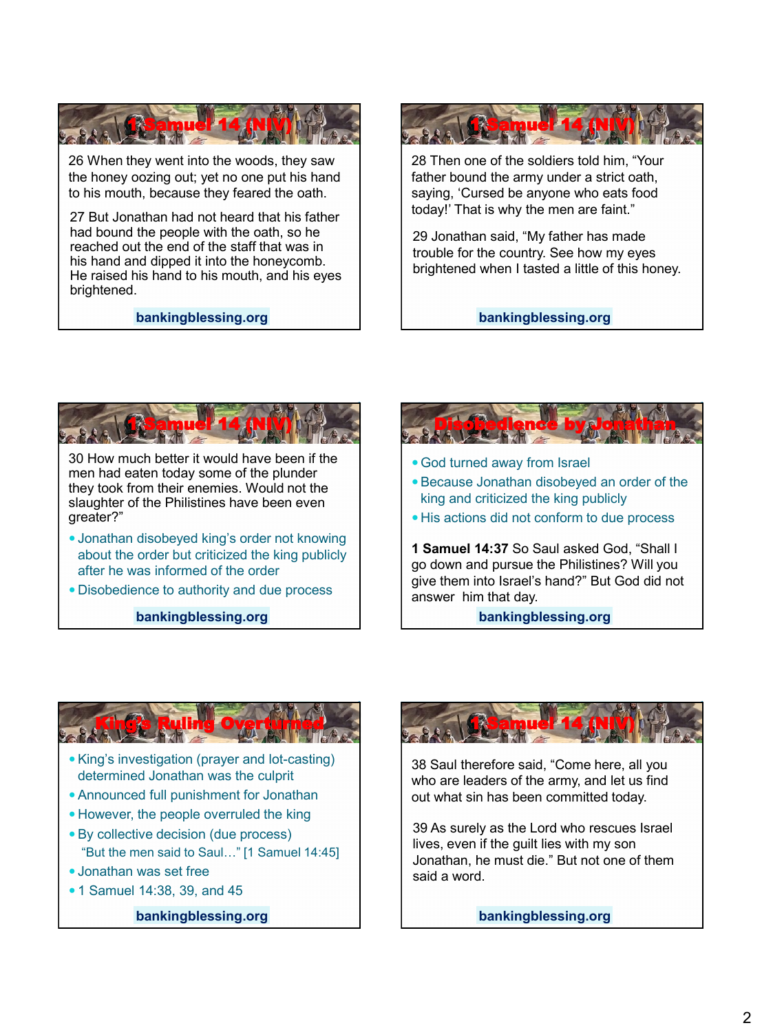## 1 Samuel 14 (NIV)

26 When they went into the woods, they saw the honey oozing out; yet no one put his hand to his mouth, because they feared the oath.

27 But Jonathan had not heard that his father had bound the people with the oath, so he reached out the end of the staff that was in his hand and dipped it into the honeycomb. He raised his hand to his mouth, and his eyes brightened.

**bankingblessing.org**

## 1 Samuel 14 (NIV)

28 Then one of the soldiers told him, "Your father bound the army under a strict oath, saying, 'Cursed be anyone who eats food today!' That is why the men are faint."

29 Jonathan said, "My father has made trouble for the country. See how my eyes brightened when I tasted a little of this honey.

**bankingblessing.org**

## 1 Samuel 14 (NIV)

30 How much better it would have been if the men had eaten today some of the plunder they took from their enemies. Would not the slaughter of the Philistines have been even greater?"

- Jonathan disobeyed king's order not knowing about the order but criticized the king publicly after he was informed of the order
- Disobedience to authority and due process

**bankingblessing.org**

## Disobedience by Jonathan

- God turned away from Israel
- Because Jonathan disobeyed an order of the king and criticized the king publicly
- His actions did not conform to due process

**1 Samuel 14:37** So Saul asked God, "Shall I go down and pursue the Philistines? Will you give them into Israel's hand?" But God did not answer him that day.

**bankingblessing.org**

## King's Ruling Overturned

- King's investigation (prayer and lot-casting) determined Jonathan was the culprit
- Announced full punishment for Jonathan
- However, the people overruled the king
- By collective decision (due process)
  - "But the men said to Saul…" [1 Samuel 14:45]
- Jonathan was set free
- 1 Samuel 14:38, 39, and 45

**bankingblessing.org**

## 1 Samuel 14 (NIV)

38 Saul therefore said, "Come here, all you who are leaders of the army, and let us find out what sin has been committed today.

39 As surely as the Lord who rescues Israel lives, even if the guilt lies with my son Jonathan, he must die." But not one of them said a word.

**bankingblessing.org**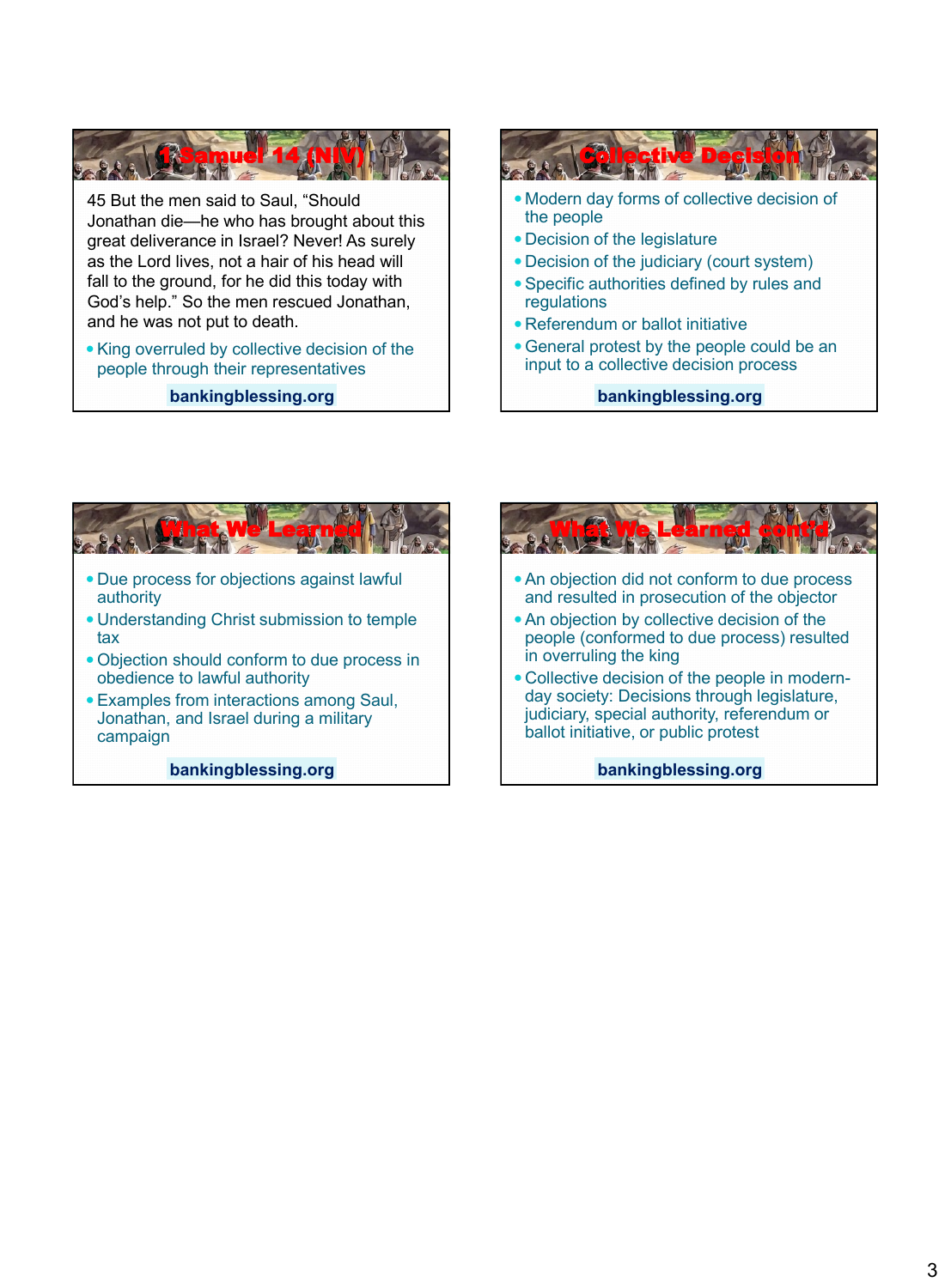## 1 Samuel 14 (NIV)

45 But the men said to Saul, “Should Jonathan die—he who has brought about this great deliverance in Israel? Never! As surely as the Lord lives, not a hair of his head will fall to the ground, for he did this today with God’s help.” So the men rescued Jonathan, and he was not put to death.

- King overruled by collective decision of the people through their representatives

**bankingblessing.org**

## Collective Decision

- Modern day forms of collective decision of the people
- Decision of the legislature
- Decision of the judiciary (court system)
- Specific authorities defined by rules and regulations
- Referendum or ballot initiative
- General protest by the people could be an input to a collective decision process

**bankingblessing.org**

## What We Learned

- Due process for objections against lawful authority
- Understanding Christ submission to temple tax
- Objection should conform to due process in obedience to lawful authority
- Examples from interactions among Saul, Jonathan, and Israel during a military campaign

**bankingblessing.org**

## What We Learned cont'd

- An objection did not conform to due process and resulted in prosecution of the objector
- An objection by collective decision of the people (conformed to due process) resulted in overruling the king
- Collective decision of the people in modern-day society: Decisions through legislature, judiciary, special authority, referendum or ballot initiative, or public protest

**bankingblessing.org**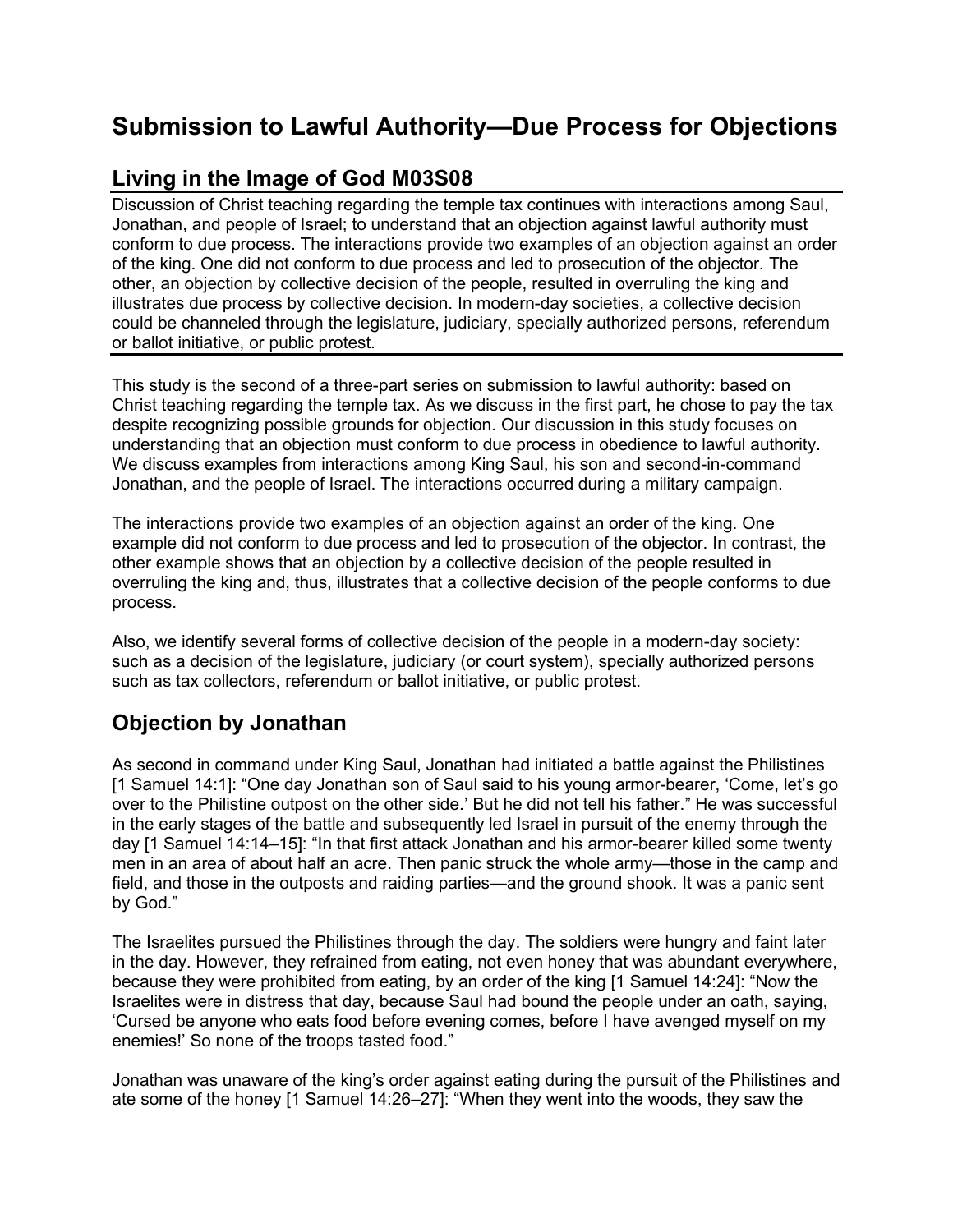# Submission to Lawful Authority—Due Process for Objections

## Living in the Image of God M03S08

Discussion of Christ teaching regarding the temple tax continues with interactions among Saul, Jonathan, and people of Israel; to understand that an objection against lawful authority must conform to due process. The interactions provide two examples of an objection against an order of the king. One did not conform to due process and led to prosecution of the objector. The other, an objection by collective decision of the people, resulted in overruling the king and illustrates due process by collective decision. In modern-day societies, a collective decision could be channeled through the legislature, judiciary, specially authorized persons, referendum or ballot initiative, or public protest.

This study is the second of a three-part series on submission to lawful authority: based on Christ teaching regarding the temple tax. As we discuss in the first part, he chose to pay the tax despite recognizing possible grounds for objection. Our discussion in this study focuses on understanding that an objection must conform to due process in obedience to lawful authority. We discuss examples from interactions among King Saul, his son and second-in-command Jonathan, and the people of Israel. The interactions occurred during a military campaign.

The interactions provide two examples of an objection against an order of the king. One example did not conform to due process and led to prosecution of the objector. In contrast, the other example shows that an objection by a collective decision of the people resulted in overruling the king and, thus, illustrates that a collective decision of the people conforms to due process.

Also, we identify several forms of collective decision of the people in a modern-day society: such as a decision of the legislature, judiciary (or court system), specially authorized persons such as tax collectors, referendum or ballot initiative, or public protest.

## Objection by Jonathan

As second in command under King Saul, Jonathan had initiated a battle against the Philistines [1 Samuel 14:1]: "One day Jonathan son of Saul said to his young armor-bearer, 'Come, let's go over to the Philistine outpost on the other side.' But he did not tell his father." He was successful in the early stages of the battle and subsequently led Israel in pursuit of the enemy through the day [1 Samuel 14:14–15]: "In that first attack Jonathan and his armor-bearer killed some twenty men in an area of about half an acre. Then panic struck the whole army—those in the camp and field, and those in the outposts and raiding parties—and the ground shook. It was a panic sent by God."

The Israelites pursued the Philistines through the day. The soldiers were hungry and faint later in the day. However, they refrained from eating, not even honey that was abundant everywhere, because they were prohibited from eating, by an order of the king [1 Samuel 14:24]: "Now the Israelites were in distress that day, because Saul had bound the people under an oath, saying, 'Cursed be anyone who eats food before evening comes, before I have avenged myself on my enemies!' So none of the troops tasted food."

Jonathan was unaware of the king's order against eating during the pursuit of the Philistines and ate some of the honey [1 Samuel 14:26–27]: "When they went into the woods, they saw the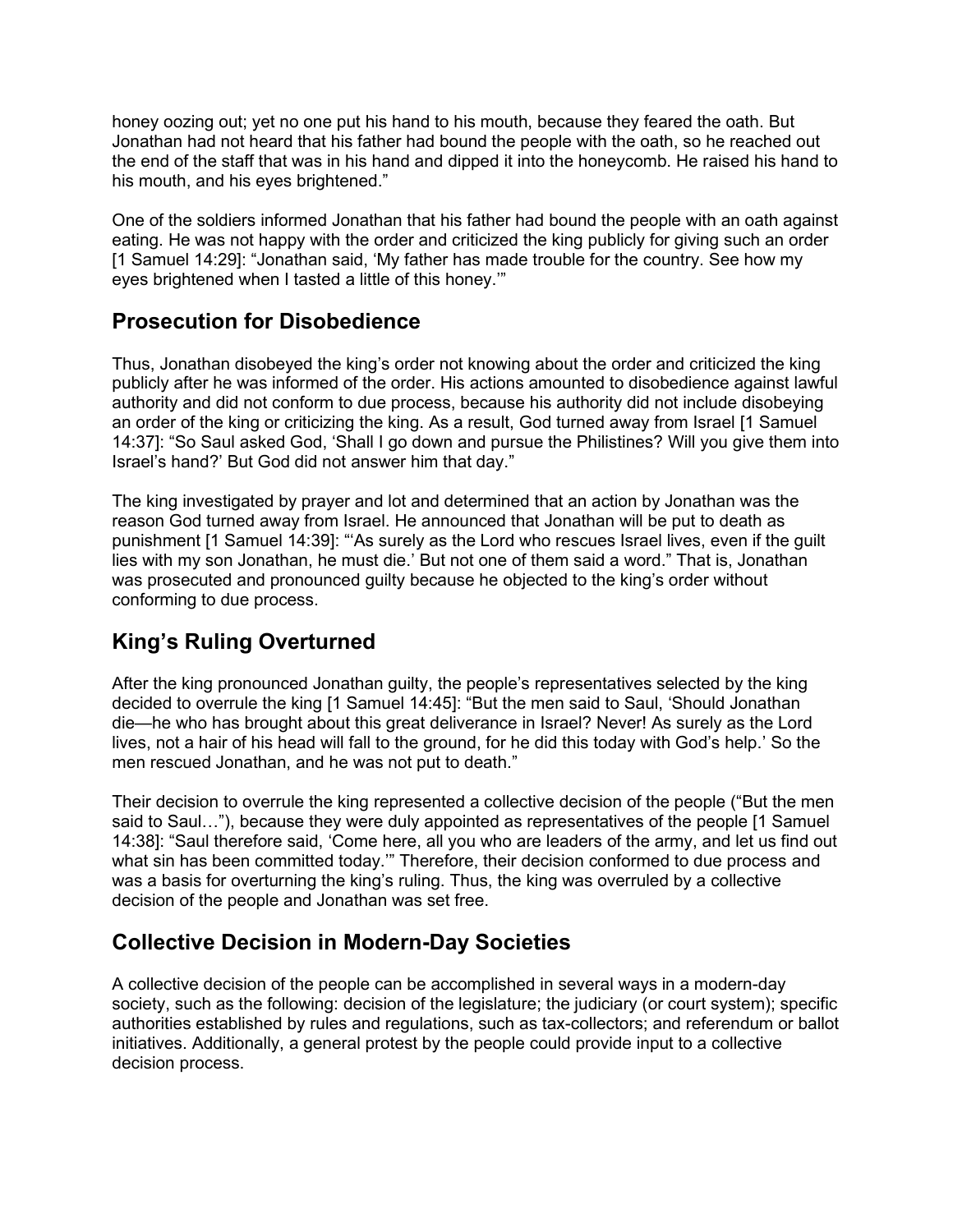honey oozing out; yet no one put his hand to his mouth, because they feared the oath. But Jonathan had not heard that his father had bound the people with the oath, so he reached out the end of the staff that was in his hand and dipped it into the honeycomb. He raised his hand to his mouth, and his eyes brightened."

One of the soldiers informed Jonathan that his father had bound the people with an oath against eating. He was not happy with the order and criticized the king publicly for giving such an order [1 Samuel 14:29]: "Jonathan said, 'My father has made trouble for the country. See how my eyes brightened when I tasted a little of this honey.'"

## Prosecution for Disobedience

Thus, Jonathan disobeyed the king's order not knowing about the order and criticized the king publicly after he was informed of the order. His actions amounted to disobedience against lawful authority and did not conform to due process, because his authority did not include disobeying an order of the king or criticizing the king. As a result, God turned away from Israel [1 Samuel 14:37]: "So Saul asked God, 'Shall I go down and pursue the Philistines? Will you give them into Israel's hand?' But God did not answer him that day."

The king investigated by prayer and lot and determined that an action by Jonathan was the reason God turned away from Israel. He announced that Jonathan will be put to death as punishment [1 Samuel 14:39]: "'As surely as the Lord who rescues Israel lives, even if the guilt lies with my son Jonathan, he must die.' But not one of them said a word." That is, Jonathan was prosecuted and pronounced guilty because he objected to the king's order without conforming to due process.

## King's Ruling Overturned

After the king pronounced Jonathan guilty, the people's representatives selected by the king decided to overrule the king [1 Samuel 14:45]: "But the men said to Saul, 'Should Jonathan die—he who has brought about this great deliverance in Israel? Never! As surely as the Lord lives, not a hair of his head will fall to the ground, for he did this today with God's help.' So the men rescued Jonathan, and he was not put to death."

Their decision to overrule the king represented a collective decision of the people ("But the men said to Saul…"), because they were duly appointed as representatives of the people [1 Samuel 14:38]: "Saul therefore said, 'Come here, all you who are leaders of the army, and let us find out what sin has been committed today.'" Therefore, their decision conformed to due process and was a basis for overturning the king's ruling. Thus, the king was overruled by a collective decision of the people and Jonathan was set free.

## Collective Decision in Modern-Day Societies

A collective decision of the people can be accomplished in several ways in a modern-day society, such as the following: decision of the legislature; the judiciary (or court system); specific authorities established by rules and regulations, such as tax-collectors; and referendum or ballot initiatives. Additionally, a general protest by the people could provide input to a collective decision process.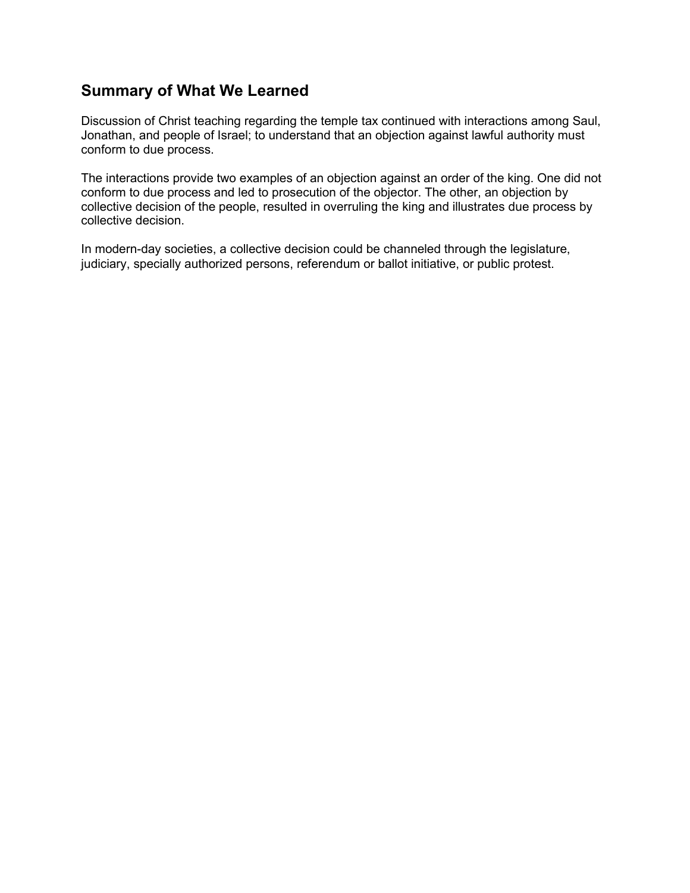## Summary of What We Learned

Discussion of Christ teaching regarding the temple tax continued with interactions among Saul, Jonathan, and people of Israel; to understand that an objection against lawful authority must conform to due process.

The interactions provide two examples of an objection against an order of the king. One did not conform to due process and led to prosecution of the objector. The other, an objection by collective decision of the people, resulted in overruling the king and illustrates due process by collective decision.

In modern-day societies, a collective decision could be channeled through the legislature, judiciary, specially authorized persons, referendum or ballot initiative, or public protest.